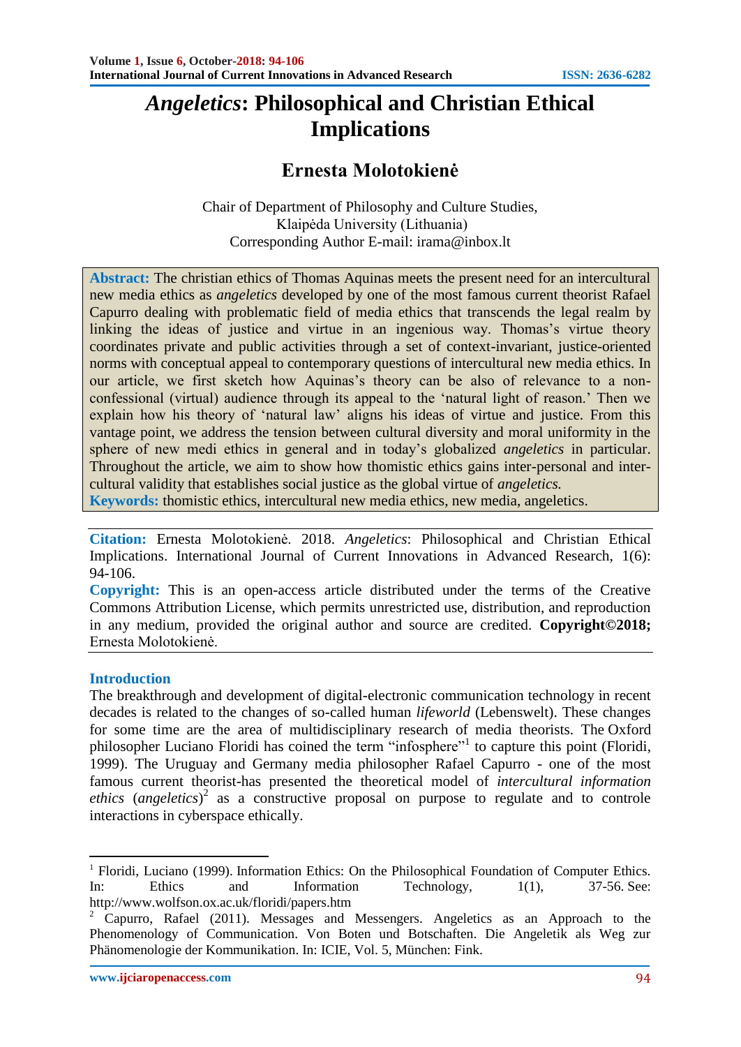# *Angeletics*: Philosophical and Christian Ethical Implications

## Ernesta Molotokienė

Chair of Department of Philosophy and Culture Studies,
Klaipėda University (Lithuania)
Corresponding Author E-mail: irama@inbox.lt

**Abstract:** The christian ethics of Thomas Aquinas meets the present need for an intercultural new media ethics as *angeletics* developed by one of the most famous current theorist Rafael Capurro dealing with problematic field of media ethics that transcends the legal realm by linking the ideas of justice and virtue in an ingenious way. Thomas's virtue theory coordinates private and public activities through a set of context-invariant, justice-oriented norms with conceptual appeal to contemporary questions of intercultural new media ethics. In our article, we first sketch how Aquinas's theory can be also of relevance to a non-confessional (virtual) audience through its appeal to the 'natural light of reason.' Then we explain how his theory of 'natural law' aligns his ideas of virtue and justice. From this vantage point, we address the tension between cultural diversity and moral uniformity in the sphere of new medi ethics in general and in today's globalized *angeletics* in particular. Throughout the article, we aim to show how thomistic ethics gains inter-personal and inter-cultural validity that establishes social justice as the global virtue of *angeletics.*

**Keywords:** thomistic ethics, intercultural new media ethics, new media, angeletics.

**Citation:** Ernesta Molotokienė. 2018. *Angeletics*: Philosophical and Christian Ethical Implications. International Journal of Current Innovations in Advanced Research, 1(6): 94-106.

**Copyright:** This is an open-access article distributed under the terms of the Creative Commons Attribution License, which permits unrestricted use, distribution, and reproduction in any medium, provided the original author and source are credited. **Copyright©2018;** Ernesta Molotokienė.

## Introduction

The breakthrough and development of digital-electronic communication technology in recent decades is related to the changes of so-called human *lifeworld* (Lebenswelt). These changes for some time are the area of multidisciplinary research of media theorists. The Oxford philosopher Luciano Floridi has coined the term "infosphere"[1] to capture this point (Floridi, 1999). The Uruguay and Germany media philosopher Rafael Capurro - one of the most famous current theorist-has presented the theoretical model of *intercultural information ethics* (*angeletics*)[2] as a constructive proposal on purpose to regulate and to controle interactions in cyberspace ethically.

---

[1] Floridi, Luciano (1999). Information Ethics: On the Philosophical Foundation of Computer Ethics. In: Ethics and Information Technology, 1(1), 37-56. See: http://www.wolfson.ox.ac.uk/floridi/papers.htm

[2] Capurro, Rafael (2011). Messages and Messengers. Angeletics as an Approach to the Phenomenology of Communication. Von Boten und Botschaften. Die Angeletik als Weg zur Phänomenologie der Kommunikation. In: ICIE, Vol. 5, München: Fink.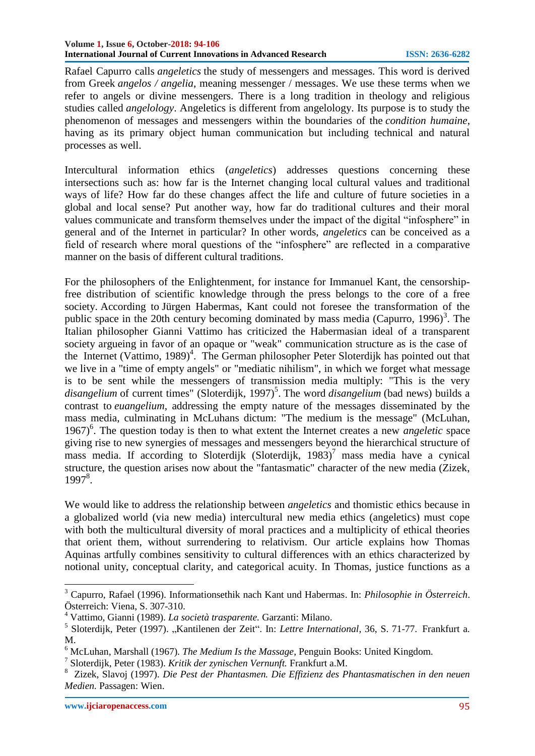Rafael Capurro calls *angeletics* the study of messengers and messages. This word is derived from Greek *angelos / angelia*, meaning messenger / messages. We use these terms when we refer to angels or divine messengers. There is a long tradition in theology and religious studies called *angelology*. Angeletics is different from angelology. Its purpose is to study the phenomenon of messages and messengers within the boundaries of the *condition humaine*, having as its primary object human communication but including technical and natural processes as well.

Intercultural information ethics (*angeletics*) addresses questions concerning these intersections such as: how far is the Internet changing local cultural values and traditional ways of life? How far do these changes affect the life and culture of future societies in a global and local sense? Put another way, how far do traditional cultures and their moral values communicate and transform themselves under the impact of the digital "infosphere" in general and of the Internet in particular? In other words, *angeletics* can be conceived as a field of research where moral questions of the "infosphere" are reflected in a comparative manner on the basis of different cultural traditions.

For the philosophers of the Enlightenment, for instance for Immanuel Kant, the censorship-free distribution of scientific knowledge through the press belongs to the core of a free society. According to Jürgen Habermas, Kant could not foresee the transformation of the public space in the 20th century becoming dominated by mass media (Capurro, 1996)[3]. The Italian philosopher Gianni Vattimo has criticized the Habermasian ideal of a transparent society argueing in favor of an opaque or "weak" communication structure as is the case of the Internet (Vattimo, 1989)[4]. The German philosopher Peter Sloterdijk has pointed out that we live in a "time of empty angels" or "mediatic nihilism", in which we forget what message is to be sent while the messengers of transmission media multiply: "This is the very *disangelium* of current times" (Sloterdijk, 1997)[5]. The word *disangelium* (bad news) builds a contrast to *euangelium*, addressing the empty nature of the messages disseminated by the mass media, culminating in McLuhans dictum: "The medium is the message" (McLuhan, 1967)[6]. The question today is then to what extent the Internet creates a new *angeletic* space giving rise to new synergies of messages and messengers beyond the hierarchical structure of mass media. If according to Sloterdijk (Sloterdijk, 1983)[7] mass media have a cynical structure, the question arises now about the "fantasmatic" character of the new media (Zizek, 1997[8].

We would like to address the relationship between *angeletics* and thomistic ethics because in a globalized world (via new media) intercultural new media ethics (angeletics) must cope with both the multicultural diversity of moral practices and a multiplicity of ethical theories that orient them, without surrendering to relativism. Our article explains how Thomas Aquinas artfully combines sensitivity to cultural differences with an ethics characterized by notional unity, conceptual clarity, and categorical acuity. In Thomas, justice functions as a

---

[3] Capurro, Rafael (1996). Informationsethik nach Kant und Habermas. In: *Philosophie in Österreich*. Österreich: Viena, S. 307-310.

[4] Vattimo, Gianni (1989). *La società trasparente.* Garzanti: Milano.

[5] Sloterdijk, Peter (1997). „Kantilenen der Zeit". In: *Lettre International*, 36, S. 71-77. Frankfurt a. M.

[6] McLuhan, Marshall (1967). *The Medium Is the Massage*, Penguin Books: United Kingdom.

[7] Sloterdijk, Peter (1983). *Kritik der zynischen Vernunft.* Frankfurt a.M.

[8] Zizek, Slavoj (1997). *Die Pest der Phantasmen. Die Effizienz des Phantasmatischen in den neuen Medien.* Passagen: Wien.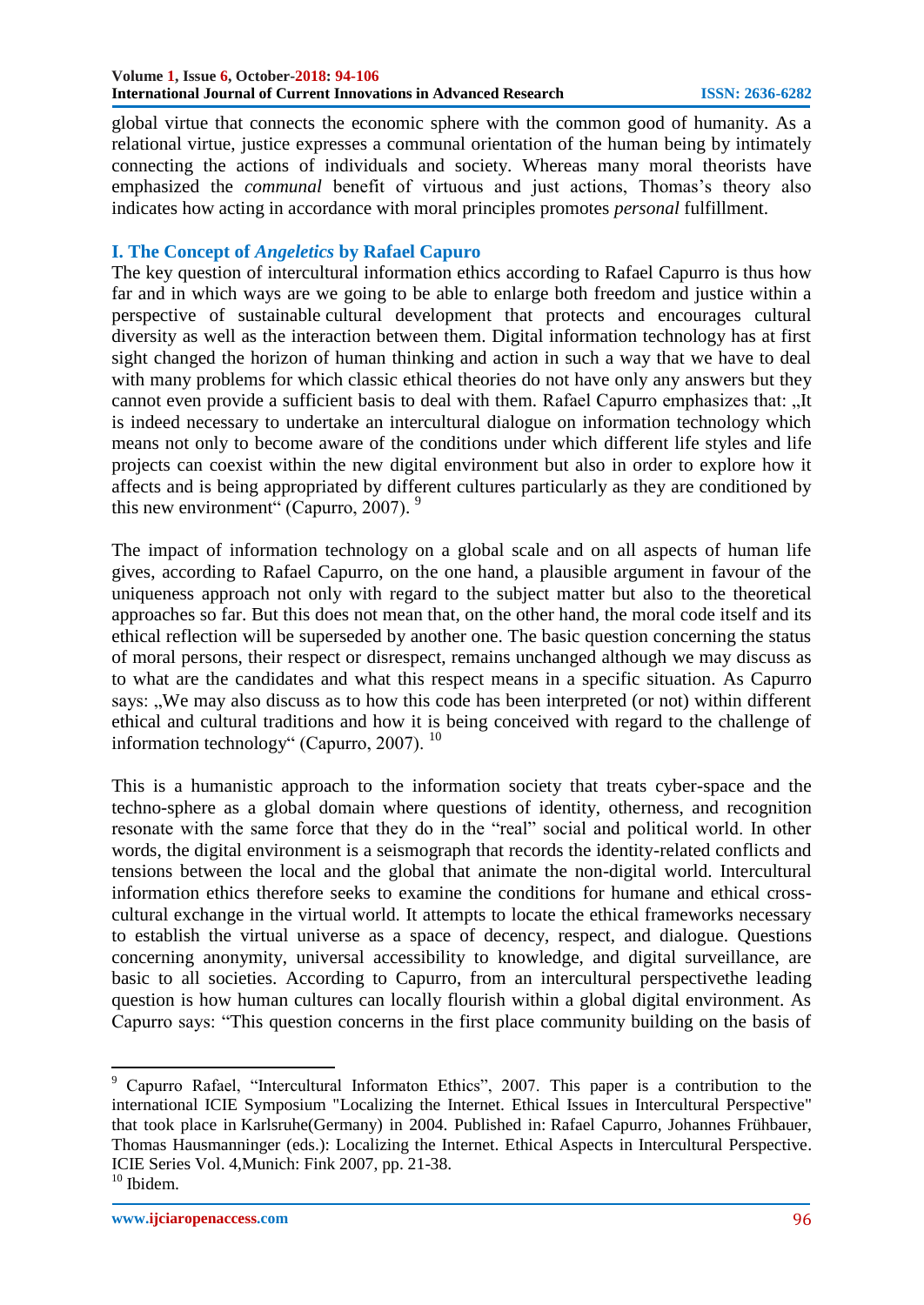global virtue that connects the economic sphere with the common good of humanity. As a relational virtue, justice expresses a communal orientation of the human being by intimately connecting the actions of individuals and society. Whereas many moral theorists have emphasized the *communal* benefit of virtuous and just actions, Thomas's theory also indicates how acting in accordance with moral principles promotes *personal* fulfillment.

## I. The Concept of *Angeletics* by Rafael Capuro

The key question of intercultural information ethics according to Rafael Capurro is thus how far and in which ways are we going to be able to enlarge both freedom and justice within a perspective of sustainable cultural development that protects and encourages cultural diversity as well as the interaction between them. Digital information technology has at first sight changed the horizon of human thinking and action in such a way that we have to deal with many problems for which classic ethical theories do not have only any answers but they cannot even provide a sufficient basis to deal with them. Rafael Capurro emphasizes that: „It is indeed necessary to undertake an intercultural dialogue on information technology which means not only to become aware of the conditions under which different life styles and life projects can coexist within the new digital environment but also in order to explore how it affects and is being appropriated by different cultures particularly as they are conditioned by this new environment" (Capurro, 2007). [9]

The impact of information technology on a global scale and on all aspects of human life gives, according to Rafael Capurro, on the one hand, a plausible argument in favour of the uniqueness approach not only with regard to the subject matter but also to the theoretical approaches so far. But this does not mean that, on the other hand, the moral code itself and its ethical reflection will be superseded by another one. The basic question concerning the status of moral persons, their respect or disrespect, remains unchanged although we may discuss as to what are the candidates and what this respect means in a specific situation. As Capurro says: „We may also discuss as to how this code has been interpreted (or not) within different ethical and cultural traditions and how it is being conceived with regard to the challenge of information technology" (Capurro, 2007). [10]

This is a humanistic approach to the information society that treats cyber-space and the techno-sphere as a global domain where questions of identity, otherness, and recognition resonate with the same force that they do in the "real" social and political world. In other words, the digital environment is a seismograph that records the identity-related conflicts and tensions between the local and the global that animate the non-digital world. Intercultural information ethics therefore seeks to examine the conditions for humane and ethical cross-cultural exchange in the virtual world. It attempts to locate the ethical frameworks necessary to establish the virtual universe as a space of decency, respect, and dialogue. Questions concerning anonymity, universal accessibility to knowledge, and digital surveillance, are basic to all societies. According to Capurro, from an intercultural perspectivethe leading question is how human cultures can locally flourish within a global digital environment. As Capurro says: "This question concerns in the first place community building on the basis of

---

[9] Capurro Rafael, "Intercultural Informaton Ethics", 2007. This paper is a contribution to the international ICIE Symposium "Localizing the Internet. Ethical Issues in Intercultural Perspective" that took place in Karlsruhe(Germany) in 2004. Published in: Rafael Capurro, Johannes Frühbauer, Thomas Hausmanninger (eds.): Localizing the Internet. Ethical Aspects in Intercultural Perspective. ICIE Series Vol. 4,Munich: Fink 2007, pp. 21-38.

[10] Ibidem.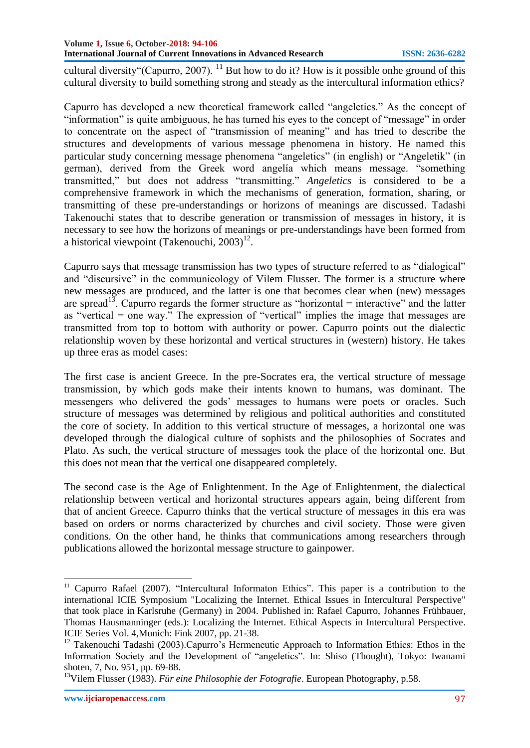cultural diversity"(Capurro, 2007). [11] But how to do it? How is it possible onhe ground of this cultural diversity to build something strong and steady as the intercultural information ethics?

Capurro has developed a new theoretical framework called "angeletics." As the concept of "information" is quite ambiguous, he has turned his eyes to the concept of "message" in order to concentrate on the aspect of "transmission of meaning" and has tried to describe the structures and developments of various message phenomena in history. He named this particular study concerning message phenomena "angeletics" (in english) or "Angeletik" (in german), derived from the Greek word angelía which means message. "something transmitted," but does not address "transmitting." *Angeletics* is considered to be a comprehensive framework in which the mechanisms of generation, formation, sharing, or transmitting of these pre-understandings or horizons of meanings are discussed. Tadashi Takenouchi states that to describe generation or transmission of messages in history, it is necessary to see how the horizons of meanings or pre-understandings have been formed from a historical viewpoint (Takenouchi, 2003)[12].

Capurro says that message transmission has two types of structure referred to as "dialogical" and "discursive" in the communicology of Vilem Flusser. The former is a structure where new messages are produced, and the latter is one that becomes clear when (new) messages are spread[13]. Capurro regards the former structure as "horizontal = interactive" and the latter as "vertical = one way." The expression of "vertical" implies the image that messages are transmitted from top to bottom with authority or power. Capurro points out the dialectic relationship woven by these horizontal and vertical structures in (western) history. He takes up three eras as model cases:

The first case is ancient Greece. In the pre-Socrates era, the vertical structure of message transmission, by which gods make their intents known to humans, was dominant. The messengers who delivered the gods' messages to humans were poets or oracles. Such structure of messages was determined by religious and political authorities and constituted the core of society. In addition to this vertical structure of messages, a horizontal one was developed through the dialogical culture of sophists and the philosophies of Socrates and Plato. As such, the vertical structure of messages took the place of the horizontal one. But this does not mean that the vertical one disappeared completely.

The second case is the Age of Enlightenment. In the Age of Enlightenment, the dialectical relationship between vertical and horizontal structures appears again, being different from that of ancient Greece. Capurro thinks that the vertical structure of messages in this era was based on orders or norms characterized by churches and civil society. Those were given conditions. On the other hand, he thinks that communications among researchers through publications allowed the horizontal message structure to gainpower.

---

[11] Capurro Rafael (2007). "Intercultural Informaton Ethics". This paper is a contribution to the international ICIE Symposium "Localizing the Internet. Ethical Issues in Intercultural Perspective" that took place in Karlsruhe (Germany) in 2004. Published in: Rafael Capurro, Johannes Frühbauer, Thomas Hausmanninger (eds.): Localizing the Internet. Ethical Aspects in Intercultural Perspective. ICIE Series Vol. 4,Munich: Fink 2007, pp. 21-38.

[12] Takenouchi Tadashi (2003).Capurro's Hermeneutic Approach to Information Ethics: Ethos in the Information Society and the Development of "angeletics". In: Shiso (Thought), Tokyo: Iwanami shoten, 7, No. 951, pp. 69-88.

[13] Vilem Flusser (1983). *Für eine Philosophie der Fotografie*. European Photography, p.58.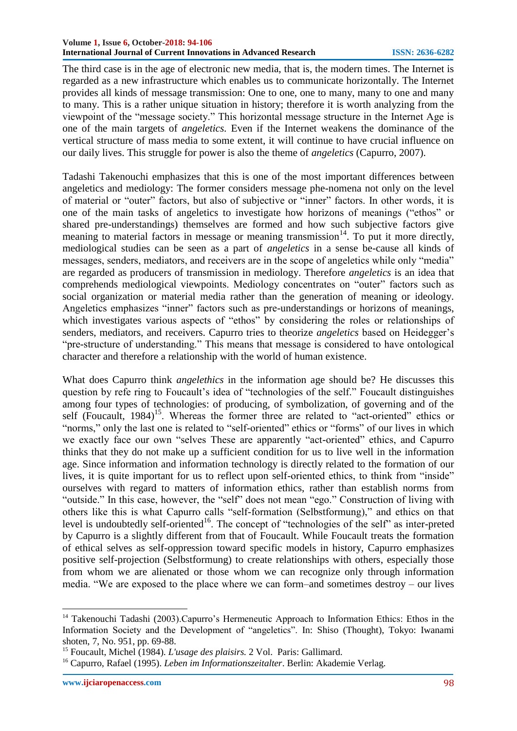The third case is in the age of electronic new media, that is, the modern times. The Internet is regarded as a new infrastructure which enables us to communicate horizontally. The Internet provides all kinds of message transmission: One to one, one to many, many to one and many to many. This is a rather unique situation in history; therefore it is worth analyzing from the viewpoint of the "message society." This horizontal message structure in the Internet Age is one of the main targets of *angeletics*. Even if the Internet weakens the dominance of the vertical structure of mass media to some extent, it will continue to have crucial influence on our daily lives. This struggle for power is also the theme of *angeletics* (Capurro, 2007).

Tadashi Takenouchi emphasizes that this is one of the most important differences between angeletics and mediology: The former considers message phe-nomena not only on the level of material or "outer" factors, but also of subjective or "inner" factors. In other words, it is one of the main tasks of angeletics to investigate how horizons of meanings ("ethos" or shared pre-understandings) themselves are formed and how such subjective factors give meaning to material factors in message or meaning transmission[14]. To put it more directly, mediological studies can be seen as a part of *angeletics* in a sense be-cause all kinds of messages, senders, mediators, and receivers are in the scope of angeletics while only "media" are regarded as producers of transmission in mediology. Therefore *angeletics* is an idea that comprehends mediological viewpoints. Mediology concentrates on "outer" factors such as social organization or material media rather than the generation of meaning or ideology. Angeletics emphasizes "inner" factors such as pre-understandings or horizons of meanings, which investigates various aspects of "ethos" by considering the roles or relationships of senders, mediators, and receivers. Capurro tries to theorize *angeletics* based on Heidegger's "pre-structure of understanding." This means that message is considered to have ontological character and therefore a relationship with the world of human existence.

What does Capurro think *angelethics* in the information age should be? He discusses this question by refe ring to Foucault's idea of "technologies of the self." Foucault distinguishes among four types of technologies: of producing, of symbolization, of governing and of the self (Foucault, 1984)[15]. Whereas the former three are related to "act-oriented" ethics or "norms," only the last one is related to "self-oriented" ethics or "forms" of our lives in which we exactly face our own "selves These are apparently "act-oriented" ethics, and Capurro thinks that they do not make up a sufficient condition for us to live well in the information age. Since information and information technology is directly related to the formation of our lives, it is quite important for us to reflect upon self-oriented ethics, to think from "inside" ourselves with regard to matters of information ethics, rather than establish norms from "outside." In this case, however, the "self" does not mean "ego." Construction of living with others like this is what Capurro calls "self-formation (Selbstformung)," and ethics on that level is undoubtedly self-oriented[16]. The concept of "technologies of the self" as inter-preted by Capurro is a slightly different from that of Foucault. While Foucault treats the formation of ethical selves as self-oppression toward specific models in history, Capurro emphasizes positive self-projection (Selbstformung) to create relationships with others, especially those from whom we are alienated or those whom we can recognize only through information media. "We are exposed to the place where we can form–and sometimes destroy – our lives

---

[14] Takenouchi Tadashi (2003).Capurro's Hermeneutic Approach to Information Ethics: Ethos in the Information Society and the Development of "angeletics". In: Shiso (Thought), Tokyo: Iwanami shoten, 7, No. 951, pp. 69-88.

[15] Foucault, Michel (1984). *L'usage des plaisirs.* 2 Vol. Paris: Gallimard.

[16] Capurro, Rafael (1995). *Leben im Informationszeitalter*. Berlin: Akademie Verlag.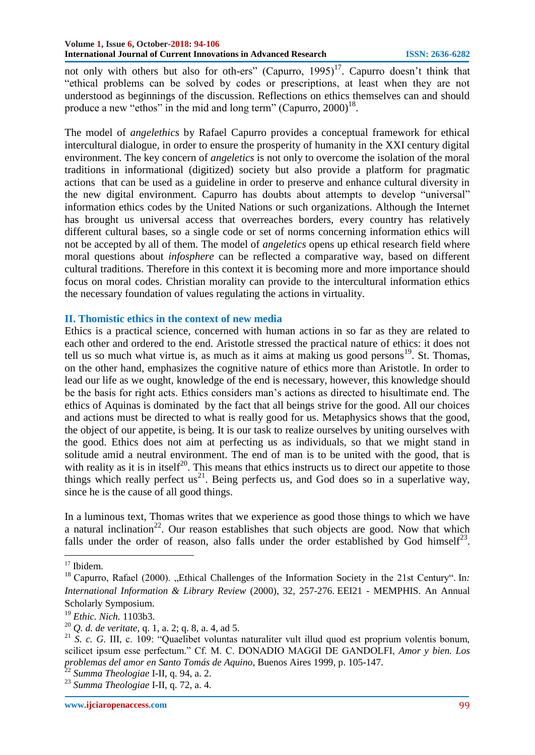not only with others but also for oth-ers" (Capurro, 1995)[17]. Capurro doesn't think that "ethical problems can be solved by codes or prescriptions, at least when they are not understood as beginnings of the discussion. Reflections on ethics themselves can and should produce a new "ethos" in the mid and long term" (Capurro, 2000)[18].

The model of *angelethics* by Rafael Capurro provides a conceptual framework for ethical intercultural dialogue, in order to ensure the prosperity of humanity in the XXI century digital environment. The key concern of *angeletics* is not only to overcome the isolation of the moral traditions in informational (digitized) society but also provide a platform for pragmatic actions that can be used as a guideline in order to preserve and enhance cultural diversity in the new digital environment. Capurro has doubts about attempts to develop "universal" information ethics codes by the United Nations or such organizations. Although the Internet has brought us universal access that overreaches borders, every country has relatively different cultural bases, so a single code or set of norms concerning information ethics will not be accepted by all of them. The model of *angeletics* opens up ethical research field where moral questions about *infosphere* can be reflected a comparative way, based on different cultural traditions. Therefore in this context it is becoming more and more importance should focus on moral codes. Christian morality can provide to the intercultural information ethics the necessary foundation of values regulating the actions in virtuality.

## II. Thomistic ethics in the context of new media

Ethics is a practical science, concerned with human actions in so far as they are related to each other and ordered to the end. Aristotle stressed the practical nature of ethics: it does not tell us so much what virtue is, as much as it aims at making us good persons[19]. St. Thomas, on the other hand, emphasizes the cognitive nature of ethics more than Aristotle. In order to lead our life as we ought, knowledge of the end is necessary, however, this knowledge should be the basis for right acts. Ethics considers man's actions as directed to hisultimate end. The ethics of Aquinas is dominated by the fact that all beings strive for the good. All our choices and actions must be directed to what is really good for us. Metaphysics shows that the good, the object of our appetite, is being. It is our task to realize ourselves by uniting ourselves with the good. Ethics does not aim at perfecting us as individuals, so that we might stand in solitude amid a neutral environment. The end of man is to be united with the good, that is with reality as it is in itself[20]. This means that ethics instructs us to direct our appetite to those things which really perfect us[21]. Being perfects us, and God does so in a superlative way, since he is the cause of all good things.

In a luminous text, Thomas writes that we experience as good those things to which we have a natural inclination[22]. Our reason establishes that such objects are good. Now that which falls under the order of reason, also falls under the order established by God himself[23].

---

[17] Ibidem.

[18] Capurro, Rafael (2000). „Ethical Challenges of the Information Society in the 21st Century". In: *International Information & Library Review* (2000), 32, 257-276. EEI21 - MEMPHIS. An Annual Scholarly Symposium.

[19] *Ethic. Nich.* 1103b3.

[20] *Q. d. de veritate*, q. 1, a. 2; q. 8, a. 4, ad 5.

[21] *S. c. G.* III, c. 109: "Quaelibet voluntas naturaliter vult illud quod est proprium volentis bonum, scilicet ipsum esse perfectum." Cf. M. C. DONADIO MAGGI DE GANDOLFI, *Amor y bien. Los problemas del amor en Santo Tomás de Aquino*, Buenos Aires 1999, p. 105-147.

[22] *Summa Theologiae* I-II, q. 94, a. 2.

[23] *Summa Theologiae* I-II, q. 72, a. 4.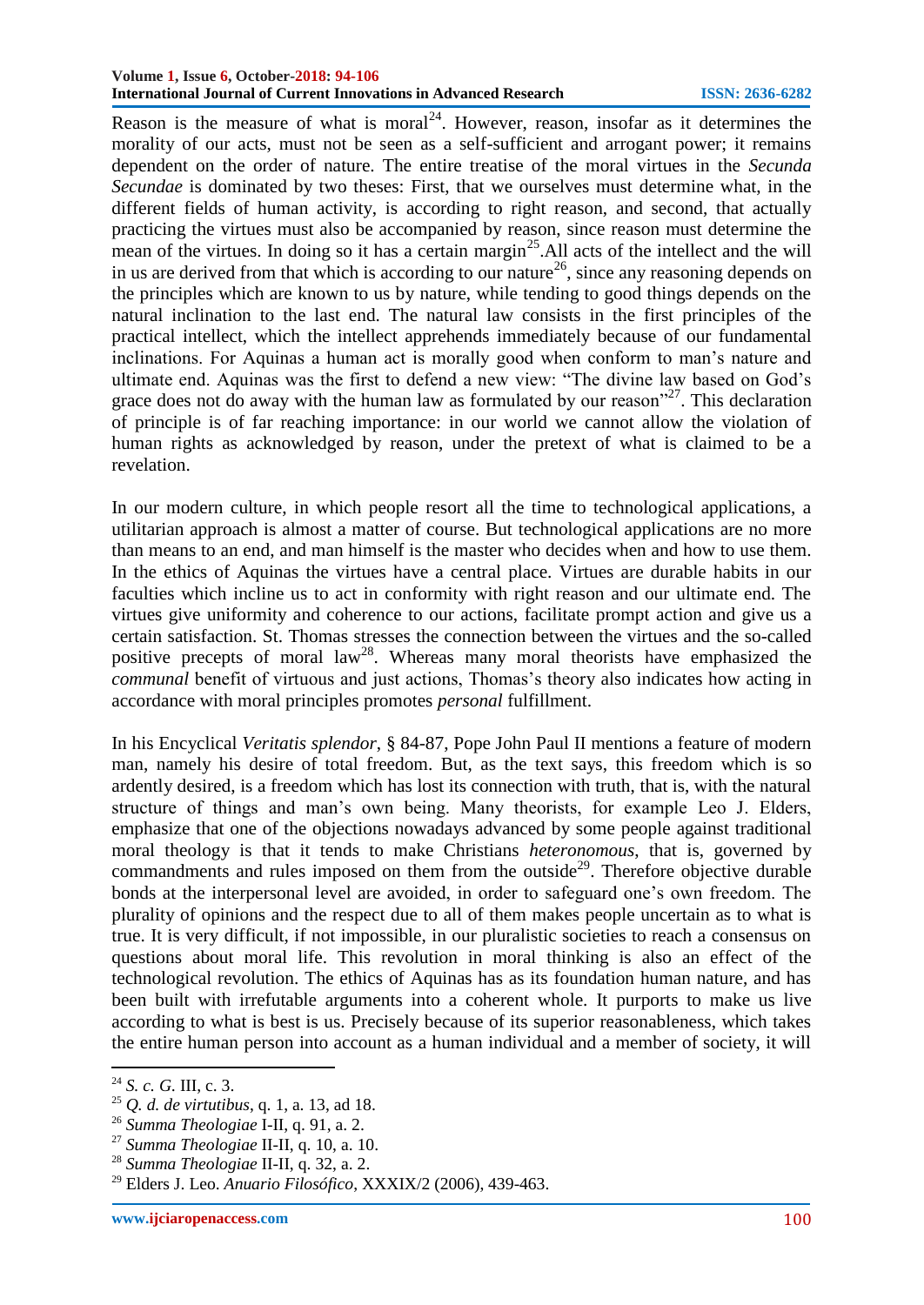Reason is the measure of what is moral[24]. However, reason, insofar as it determines the morality of our acts, must not be seen as a self-sufficient and arrogant power; it remains dependent on the order of nature. The entire treatise of the moral virtues in the *Secunda Secundae* is dominated by two theses: First, that we ourselves must determine what, in the different fields of human activity, is according to right reason, and second, that actually practicing the virtues must also be accompanied by reason, since reason must determine the mean of the virtues. In doing so it has a certain margin[25].All acts of the intellect and the will in us are derived from that which is according to our nature[26], since any reasoning depends on the principles which are known to us by nature, while tending to good things depends on the natural inclination to the last end. The natural law consists in the first principles of the practical intellect, which the intellect apprehends immediately because of our fundamental inclinations. For Aquinas a human act is morally good when conform to man's nature and ultimate end. Aquinas was the first to defend a new view: "The divine law based on God's grace does not do away with the human law as formulated by our reason"[27]. This declaration of principle is of far reaching importance: in our world we cannot allow the violation of human rights as acknowledged by reason, under the pretext of what is claimed to be a revelation.

In our modern culture, in which people resort all the time to technological applications, a utilitarian approach is almost a matter of course. But technological applications are no more than means to an end, and man himself is the master who decides when and how to use them. In the ethics of Aquinas the virtues have a central place. Virtues are durable habits in our faculties which incline us to act in conformity with right reason and our ultimate end. The virtues give uniformity and coherence to our actions, facilitate prompt action and give us a certain satisfaction. St. Thomas stresses the connection between the virtues and the so-called positive precepts of moral law[28]. Whereas many moral theorists have emphasized the *communal* benefit of virtuous and just actions, Thomas's theory also indicates how acting in accordance with moral principles promotes *personal* fulfillment.

In his Encyclical *Veritatis splendor*, § 84-87, Pope John Paul II mentions a feature of modern man, namely his desire of total freedom. But, as the text says, this freedom which is so ardently desired, is a freedom which has lost its connection with truth, that is, with the natural structure of things and man's own being. Many theorists, for example Leo J. Elders, emphasize that one of the objections nowadays advanced by some people against traditional moral theology is that it tends to make Christians *heteronomous*, that is, governed by commandments and rules imposed on them from the outside[29]. Therefore objective durable bonds at the interpersonal level are avoided, in order to safeguard one's own freedom. The plurality of opinions and the respect due to all of them makes people uncertain as to what is true. It is very difficult, if not impossible, in our pluralistic societies to reach a consensus on questions about moral life. This revolution in moral thinking is also an effect of the technological revolution. The ethics of Aquinas has as its foundation human nature, and has been built with irrefutable arguments into a coherent whole. It purports to make us live according to what is best is us. Precisely because of its superior reasonableness, which takes the entire human person into account as a human individual and a member of society, it will

---

[24] *S. c. G.* III, c. 3.

[25] *Q. d. de virtutibus*, q. 1, a. 13, ad 18.

[26] *Summa Theologiae* I-II, q. 91, a. 2.

[27] *Summa Theologiae* II-II, q. 10, a. 10.

[28] *Summa Theologiae* II-II, q. 32, a. 2.

[29] Elders J. Leo. *Anuario Filosófico*, XXXIX/2 (2006), 439-463.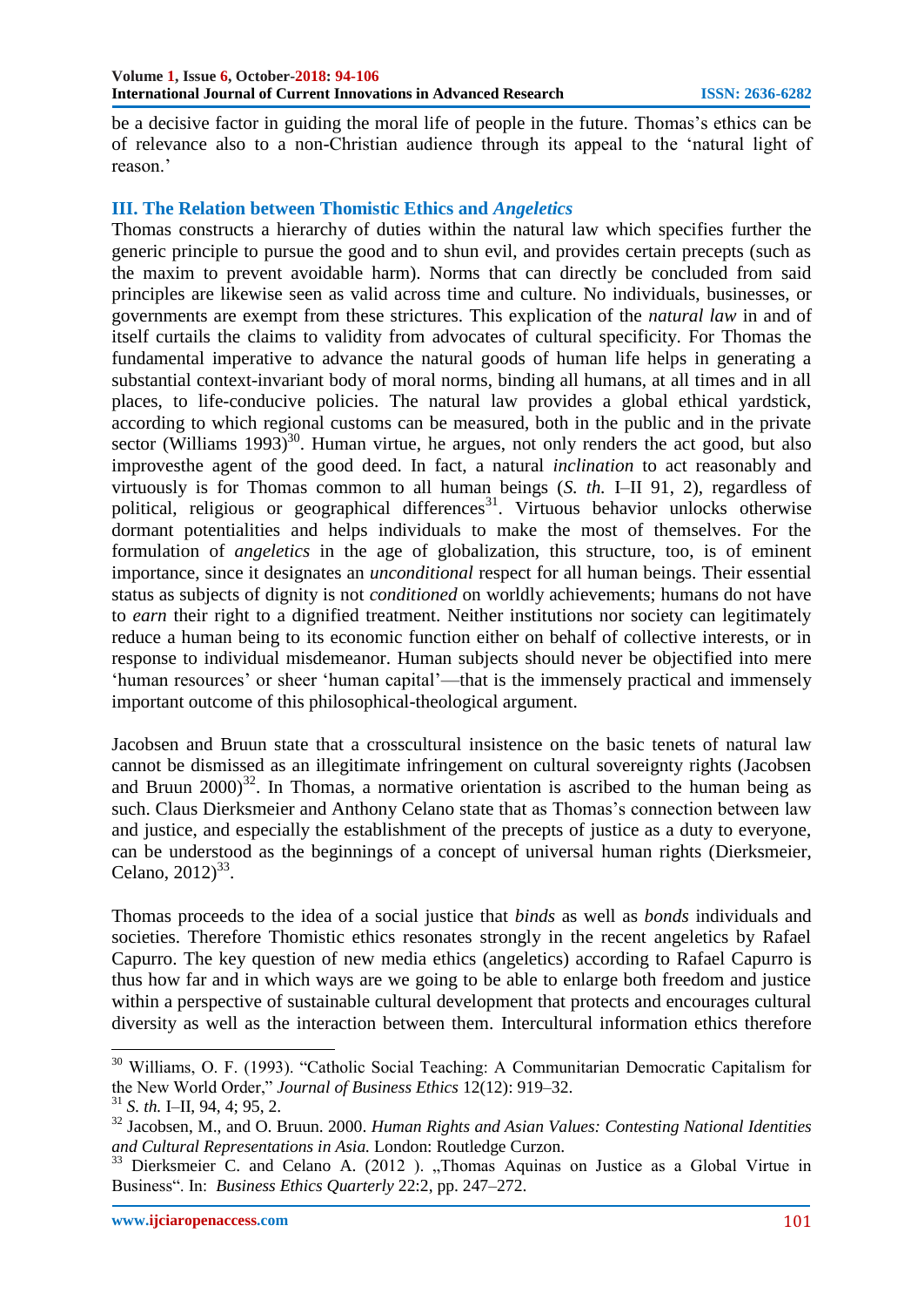be a decisive factor in guiding the moral life of people in the future. Thomas's ethics can be of relevance also to a non-Christian audience through its appeal to the 'natural light of reason.'

## III. The Relation between Thomistic Ethics and *Angeletics*

Thomas constructs a hierarchy of duties within the natural law which specifies further the generic principle to pursue the good and to shun evil, and provides certain precepts (such as the maxim to prevent avoidable harm). Norms that can directly be concluded from said principles are likewise seen as valid across time and culture. No individuals, businesses, or governments are exempt from these strictures. This explication of the *natural law* in and of itself curtails the claims to validity from advocates of cultural specificity. For Thomas the fundamental imperative to advance the natural goods of human life helps in generating a substantial context-invariant body of moral norms, binding all humans, at all times and in all places, to life-conducive policies. The natural law provides a global ethical yardstick, according to which regional customs can be measured, both in the public and in the private sector (Williams 1993)[30]. Human virtue, he argues, not only renders the act good, but also improvesthe agent of the good deed. In fact, a natural *inclination* to act reasonably and virtuously is for Thomas common to all human beings (*S. th.* I–II 91, 2), regardless of political, religious or geographical differences[31]. Virtuous behavior unlocks otherwise dormant potentialities and helps individuals to make the most of themselves. For the formulation of *angeletics* in the age of globalization, this structure, too, is of eminent importance, since it designates an *unconditional* respect for all human beings. Their essential status as subjects of dignity is not *conditioned* on worldly achievements; humans do not have to *earn* their right to a dignified treatment. Neither institutions nor society can legitimately reduce a human being to its economic function either on behalf of collective interests, or in response to individual misdemeanor. Human subjects should never be objectified into mere 'human resources' or sheer 'human capital'—that is the immensely practical and immensely important outcome of this philosophical-theological argument.

Jacobsen and Bruun state that a crosscultural insistence on the basic tenets of natural law cannot be dismissed as an illegitimate infringement on cultural sovereignty rights (Jacobsen and Bruun 2000)[32]. In Thomas, a normative orientation is ascribed to the human being as such. Claus Dierksmeier and Anthony Celano state that as Thomas's connection between law and justice, and especially the establishment of the precepts of justice as a duty to everyone, can be understood as the beginnings of a concept of universal human rights (Dierksmeier, Celano, 2012)[33].

Thomas proceeds to the idea of a social justice that *binds* as well as *bonds* individuals and societies. Therefore Thomistic ethics resonates strongly in the recent angeletics by Rafael Capurro. The key question of new media ethics (angeletics) according to Rafael Capurro is thus how far and in which ways are we going to be able to enlarge both freedom and justice within a perspective of sustainable cultural development that protects and encourages cultural diversity as well as the interaction between them. Intercultural information ethics therefore

---

[30] Williams, O. F. (1993). "Catholic Social Teaching: A Communitarian Democratic Capitalism for the New World Order," *Journal of Business Ethics* 12(12): 919–32.

[31] *S. th.* I–II, 94, 4; 95, 2.

[32] Jacobsen, M., and O. Bruun. 2000. *Human Rights and Asian Values: Contesting National Identities and Cultural Representations in Asia.* London: Routledge Curzon.

[33] Dierksmeier C. and Celano A. (2012 ). „Thomas Aquinas on Justice as a Global Virtue in Business". In: *Business Ethics Quarterly* 22:2, pp. 247–272.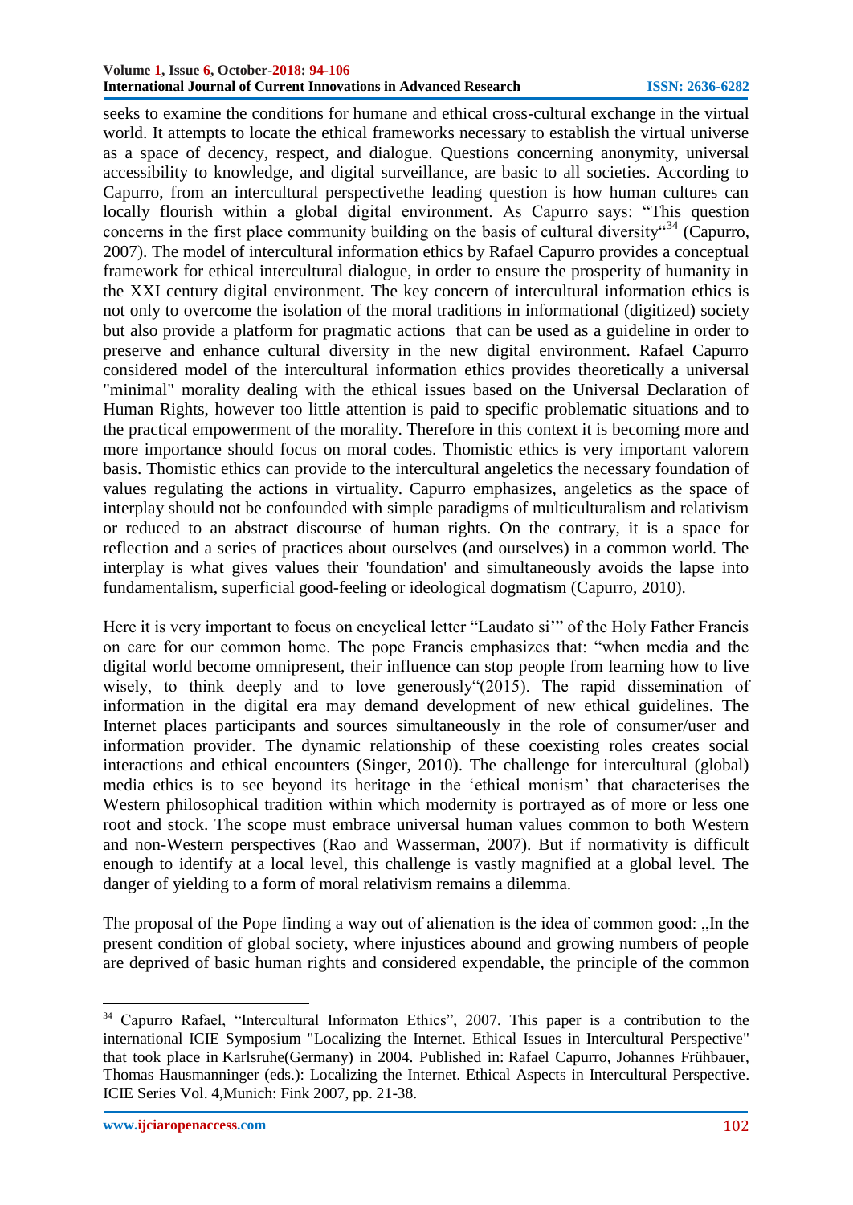seeks to examine the conditions for humane and ethical cross-cultural exchange in the virtual world. It attempts to locate the ethical frameworks necessary to establish the virtual universe as a space of decency, respect, and dialogue. Questions concerning anonymity, universal accessibility to knowledge, and digital surveillance, are basic to all societies. According to Capurro, from an intercultural perspectivethe leading question is how human cultures can locally flourish within a global digital environment. As Capurro says: "This question concerns in the first place community building on the basis of cultural diversity"[34] (Capurro, 2007). The model of intercultural information ethics by Rafael Capurro provides a conceptual framework for ethical intercultural dialogue, in order to ensure the prosperity of humanity in the XXI century digital environment. The key concern of intercultural information ethics is not only to overcome the isolation of the moral traditions in informational (digitized) society but also provide a platform for pragmatic actions that can be used as a guideline in order to preserve and enhance cultural diversity in the new digital environment. Rafael Capurro considered model of the intercultural information ethics provides theoretically a universal "minimal" morality dealing with the ethical issues based on the Universal Declaration of Human Rights, however too little attention is paid to specific problematic situations and to the practical empowerment of the morality. Therefore in this context it is becoming more and more importance should focus on moral codes. Thomistic ethics is very important valorem basis. Thomistic ethics can provide to the intercultural angeletics the necessary foundation of values regulating the actions in virtuality. Capurro emphasizes, angeletics as the space of interplay should not be confounded with simple paradigms of multiculturalism and relativism or reduced to an abstract discourse of human rights. On the contrary, it is a space for reflection and a series of practices about ourselves (and ourselves) in a common world. The interplay is what gives values their 'foundation' and simultaneously avoids the lapse into fundamentalism, superficial good-feeling or ideological dogmatism (Capurro, 2010).

Here it is very important to focus on encyclical letter "Laudato si'" of the Holy Father Francis on care for our common home. The pope Francis emphasizes that: "when media and the digital world become omnipresent, their influence can stop people from learning how to live wisely, to think deeply and to love generously"(2015). The rapid dissemination of information in the digital era may demand development of new ethical guidelines. The Internet places participants and sources simultaneously in the role of consumer/user and information provider. The dynamic relationship of these coexisting roles creates social interactions and ethical encounters (Singer, 2010). The challenge for intercultural (global) media ethics is to see beyond its heritage in the 'ethical monism' that characterises the Western philosophical tradition within which modernity is portrayed as of more or less one root and stock. The scope must embrace universal human values common to both Western and non-Western perspectives (Rao and Wasserman, 2007). But if normativity is difficult enough to identify at a local level, this challenge is vastly magnified at a global level. The danger of yielding to a form of moral relativism remains a dilemma.

The proposal of the Pope finding a way out of alienation is the idea of common good: „In the present condition of global society, where injustices abound and growing numbers of people are deprived of basic human rights and considered expendable, the principle of the common

---

[34] Capurro Rafael, "Intercultural Informaton Ethics", 2007. This paper is a contribution to the international ICIE Symposium "Localizing the Internet. Ethical Issues in Intercultural Perspective" that took place in Karlsruhe(Germany) in 2004. Published in: Rafael Capurro, Johannes Frühbauer, Thomas Hausmanninger (eds.): Localizing the Internet. Ethical Aspects in Intercultural Perspective. ICIE Series Vol. 4,Munich: Fink 2007, pp. 21-38.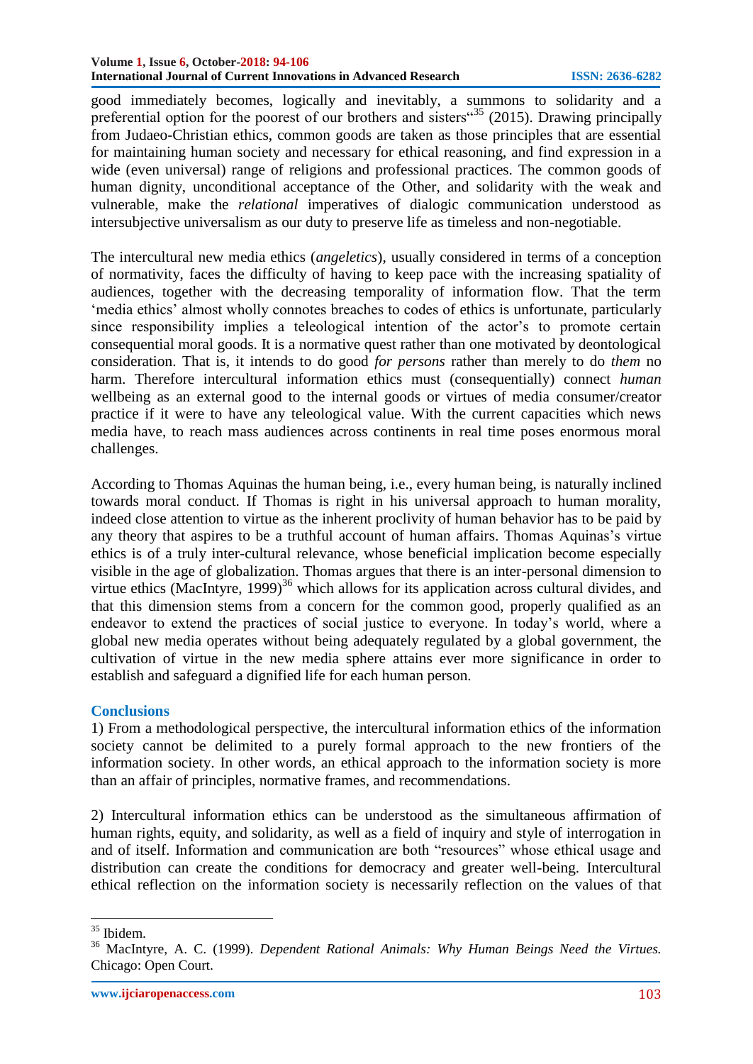good immediately becomes, logically and inevitably, a summons to solidarity and a preferential option for the poorest of our brothers and sisters"[35] (2015). Drawing principally from Judaeo-Christian ethics, common goods are taken as those principles that are essential for maintaining human society and necessary for ethical reasoning, and find expression in a wide (even universal) range of religions and professional practices. The common goods of human dignity, unconditional acceptance of the Other, and solidarity with the weak and vulnerable, make the *relational* imperatives of dialogic communication understood as intersubjective universalism as our duty to preserve life as timeless and non-negotiable.

The intercultural new media ethics (*angeletics*), usually considered in terms of a conception of normativity, faces the difficulty of having to keep pace with the increasing spatiality of audiences, together with the decreasing temporality of information flow. That the term 'media ethics' almost wholly connotes breaches to codes of ethics is unfortunate, particularly since responsibility implies a teleological intention of the actor's to promote certain consequential moral goods. It is a normative quest rather than one motivated by deontological consideration. That is, it intends to do good *for persons* rather than merely to do *them* no harm. Therefore intercultural information ethics must (consequentially) connect *human* wellbeing as an external good to the internal goods or virtues of media consumer/creator practice if it were to have any teleological value. With the current capacities which news media have, to reach mass audiences across continents in real time poses enormous moral challenges.

According to Thomas Aquinas the human being, i.e., every human being, is naturally inclined towards moral conduct. If Thomas is right in his universal approach to human morality, indeed close attention to virtue as the inherent proclivity of human behavior has to be paid by any theory that aspires to be a truthful account of human affairs. Thomas Aquinas's virtue ethics is of a truly inter-cultural relevance, whose beneficial implication become especially visible in the age of globalization. Thomas argues that there is an inter-personal dimension to virtue ethics (MacIntyre, 1999)[36] which allows for its application across cultural divides, and that this dimension stems from a concern for the common good, properly qualified as an endeavor to extend the practices of social justice to everyone. In today's world, where a global new media operates without being adequately regulated by a global government, the cultivation of virtue in the new media sphere attains ever more significance in order to establish and safeguard a dignified life for each human person.

## Conclusions

1) From a methodological perspective, the intercultural information ethics of the information society cannot be delimited to a purely formal approach to the new frontiers of the information society. In other words, an ethical approach to the information society is more than an affair of principles, normative frames, and recommendations.

2) Intercultural information ethics can be understood as the simultaneous affirmation of human rights, equity, and solidarity, as well as a field of inquiry and style of interrogation in and of itself. Information and communication are both "resources" whose ethical usage and distribution can create the conditions for democracy and greater well-being. Intercultural ethical reflection on the information society is necessarily reflection on the values of that

---

[35] Ibidem.

[36] MacIntyre, A. C. (1999). *Dependent Rational Animals: Why Human Beings Need the Virtues.* Chicago: Open Court.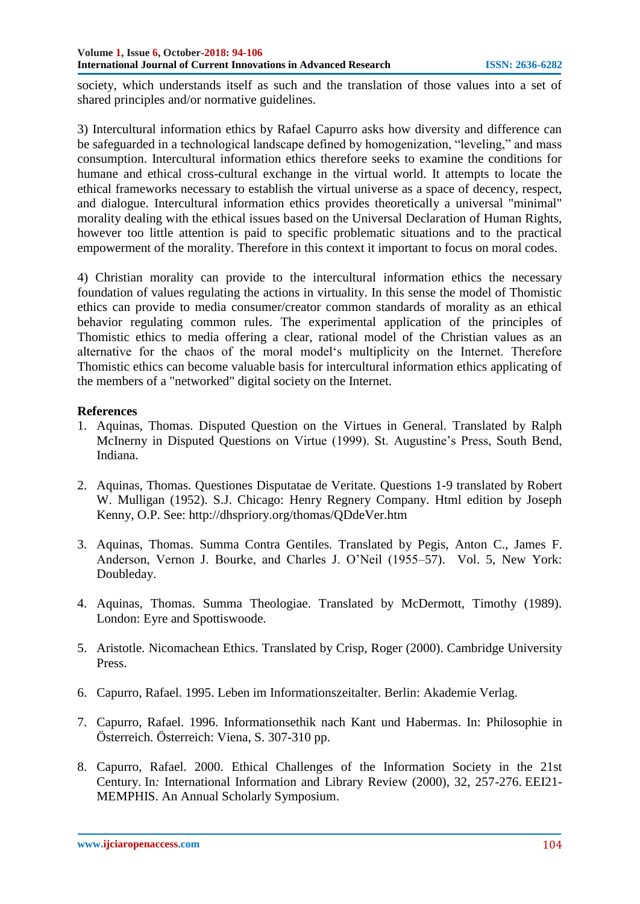society, which understands itself as such and the translation of those values into a set of shared principles and/or normative guidelines.

3) Intercultural information ethics by Rafael Capurro asks how diversity and difference can be safeguarded in a technological landscape defined by homogenization, "leveling," and mass consumption. Intercultural information ethics therefore seeks to examine the conditions for humane and ethical cross-cultural exchange in the virtual world. It attempts to locate the ethical frameworks necessary to establish the virtual universe as a space of decency, respect, and dialogue. Intercultural information ethics provides theoretically a universal "minimal" morality dealing with the ethical issues based on the Universal Declaration of Human Rights, however too little attention is paid to specific problematic situations and to the practical empowerment of the morality. Therefore in this context it important to focus on moral codes.

4) Christian morality can provide to the intercultural information ethics the necessary foundation of values regulating the actions in virtuality. In this sense the model of Thomistic ethics can provide to media consumer/creator common standards of morality as an ethical behavior regulating common rules. The experimental application of the principles of Thomistic ethics to media offering a clear, rational model of the Christian values as an alternative for the chaos of the moral model's multiplicity on the Internet. Therefore Thomistic ethics can become valuable basis for intercultural information ethics applicating of the members of a "networked" digital society on the Internet.

**References**

1. Aquinas, Thomas. Disputed Question on the Virtues in General. Translated by Ralph McInerny in Disputed Questions on Virtue (1999). St. Augustine's Press, South Bend, Indiana.

2. Aquinas, Thomas. Questiones Disputatae de Veritate. Questions 1-9 translated by Robert W. Mulligan (1952). S.J. Chicago: Henry Regnery Company. Html edition by Joseph Kenny, O.P. See: http://dhspriory.org/thomas/QDdeVer.htm

3. Aquinas, Thomas. Summa Contra Gentiles. Translated by Pegis, Anton C., James F. Anderson, Vernon J. Bourke, and Charles J. O'Neil (1955–57). Vol. 5, New York: Doubleday.

4. Aquinas, Thomas. Summa Theologiae. Translated by McDermott, Timothy (1989). London: Eyre and Spottiswoode.

5. Aristotle. Nicomachean Ethics. Translated by Crisp, Roger (2000). Cambridge University Press.

6. Capurro, Rafael. 1995. Leben im Informationszeitalter. Berlin: Akademie Verlag.

7. Capurro, Rafael. 1996. Informationsethik nach Kant und Habermas. In: Philosophie in Österreich. Österreich: Viena, S. 307-310 pp.

8. Capurro, Rafael. 2000. Ethical Challenges of the Information Society in the 21st Century. In: International Information and Library Review (2000), 32, 257-276. EEI21-MEMPHIS. An Annual Scholarly Symposium.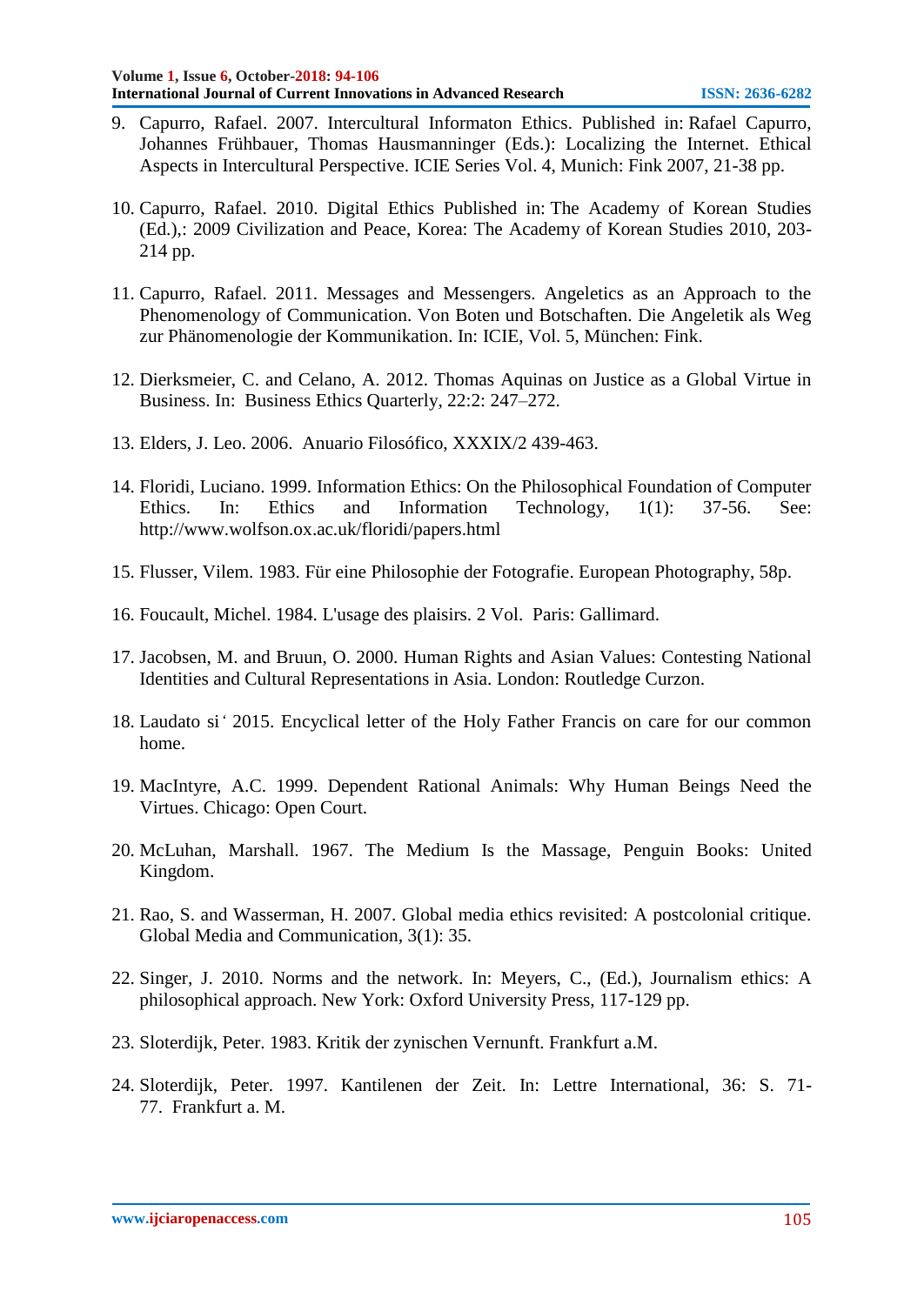9. Capurro, Rafael. 2007. Intercultural Informaton Ethics. Published in: Rafael Capurro, Johannes Frühbauer, Thomas Hausmanninger (Eds.): Localizing the Internet. Ethical Aspects in Intercultural Perspective. ICIE Series Vol. 4, Munich: Fink 2007, 21-38 pp.

10. Capurro, Rafael. 2010. Digital Ethics Published in: The Academy of Korean Studies (Ed.),: 2009 Civilization and Peace, Korea: The Academy of Korean Studies 2010, 203-214 pp.

11. Capurro, Rafael. 2011. Messages and Messengers. Angeletics as an Approach to the Phenomenology of Communication. Von Boten und Botschaften. Die Angeletik als Weg zur Phänomenologie der Kommunikation. In: ICIE, Vol. 5, München: Fink.

12. Dierksmeier, C. and Celano, A. 2012. Thomas Aquinas on Justice as a Global Virtue in Business. In: Business Ethics Quarterly, 22:2: 247–272.

13. Elders, J. Leo. 2006. Anuario Filosófico, XXXIX/2 439-463.

14. Floridi, Luciano. 1999. Information Ethics: On the Philosophical Foundation of Computer Ethics. In: Ethics and Information Technology, 1(1): 37-56. See: http://www.wolfson.ox.ac.uk/floridi/papers.html

15. Flusser, Vilem. 1983. Für eine Philosophie der Fotografie. European Photography, 58p.

16. Foucault, Michel. 1984. L'usage des plaisirs. 2 Vol. Paris: Gallimard.

17. Jacobsen, M. and Bruun, O. 2000. Human Rights and Asian Values: Contesting National Identities and Cultural Representations in Asia. London: Routledge Curzon.

18. Laudato si' 2015. Encyclical letter of the Holy Father Francis on care for our common home.

19. MacIntyre, A.C. 1999. Dependent Rational Animals: Why Human Beings Need the Virtues. Chicago: Open Court.

20. McLuhan, Marshall. 1967. The Medium Is the Massage, Penguin Books: United Kingdom.

21. Rao, S. and Wasserman, H. 2007. Global media ethics revisited: A postcolonial critique. Global Media and Communication, 3(1): 35.

22. Singer, J. 2010. Norms and the network. In: Meyers, C., (Ed.), Journalism ethics: A philosophical approach. New York: Oxford University Press, 117-129 pp.

23. Sloterdijk, Peter. 1983. Kritik der zynischen Vernunft. Frankfurt a.M.

24. Sloterdijk, Peter. 1997. Kantilenen der Zeit. In: Lettre International, 36: S. 71-77. Frankfurt a. M.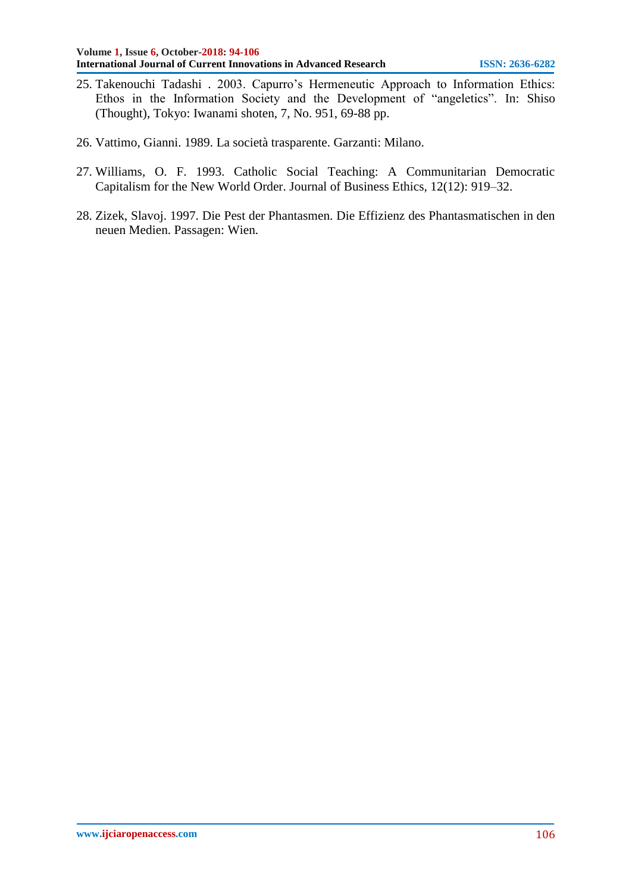25. Takenouchi Tadashi . 2003. Capurro's Hermeneutic Approach to Information Ethics: Ethos in the Information Society and the Development of "angeletics". In: Shiso (Thought), Tokyo: Iwanami shoten, 7, No. 951, 69-88 pp.

26. Vattimo, Gianni. 1989. La società trasparente. Garzanti: Milano.

27. Williams, O. F. 1993. Catholic Social Teaching: A Communitarian Democratic Capitalism for the New World Order. Journal of Business Ethics, 12(12): 919–32.

28. Zizek, Slavoj. 1997. Die Pest der Phantasmen. Die Effizienz des Phantasmatischen in den neuen Medien. Passagen: Wien.